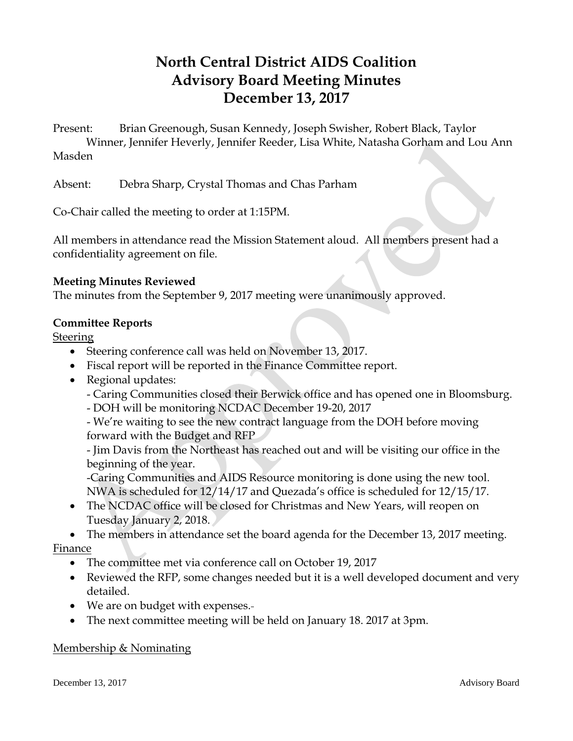# North Central District AIDS Coalition
## Advisory Board Meeting Minutes
## December 13, 2017

Present: Brian Greenough, Susan Kennedy, Joseph Swisher, Robert Black, Taylor Winner, Jennifer Heverly, Jennifer Reeder, Lisa White, Natasha Gorham and Lou Ann Masden

Absent: Debra Sharp, Crystal Thomas and Chas Parham

Co-Chair called the meeting to order at 1:15PM.

All members in attendance read the Mission Statement aloud. All members present had a confidentiality agreement on file.

**Meeting Minutes Reviewed**
The minutes from the September 9, 2017 meeting were unanimously approved.

**Committee Reports**

Steering

- Steering conference call was held on November 13, 2017.
- Fiscal report will be reported in the Finance Committee report.
- Regional updates:
  - Caring Communities closed their Berwick office and has opened one in Bloomsburg.
  - DOH will be monitoring NCDAC December 19-20, 2017
  - We're waiting to see the new contract language from the DOH before moving forward with the Budget and RFP
  - Jim Davis from the Northeast has reached out and will be visiting our office in the beginning of the year.
  - Caring Communities and AIDS Resource monitoring is done using the new tool. NWA is scheduled for 12/14/17 and Quezada's office is scheduled for 12/15/17.
- The NCDAC office will be closed for Christmas and New Years, will reopen on Tuesday January 2, 2018.
- The members in attendance set the board agenda for the December 13, 2017 meeting.

Finance

- The committee met via conference call on October 19, 2017
- Reviewed the RFP, some changes needed but it is a well developed document and very detailed.
- We are on budget with expenses.
- The next committee meeting will be held on January 18. 2017 at 3pm.

Membership & Nominating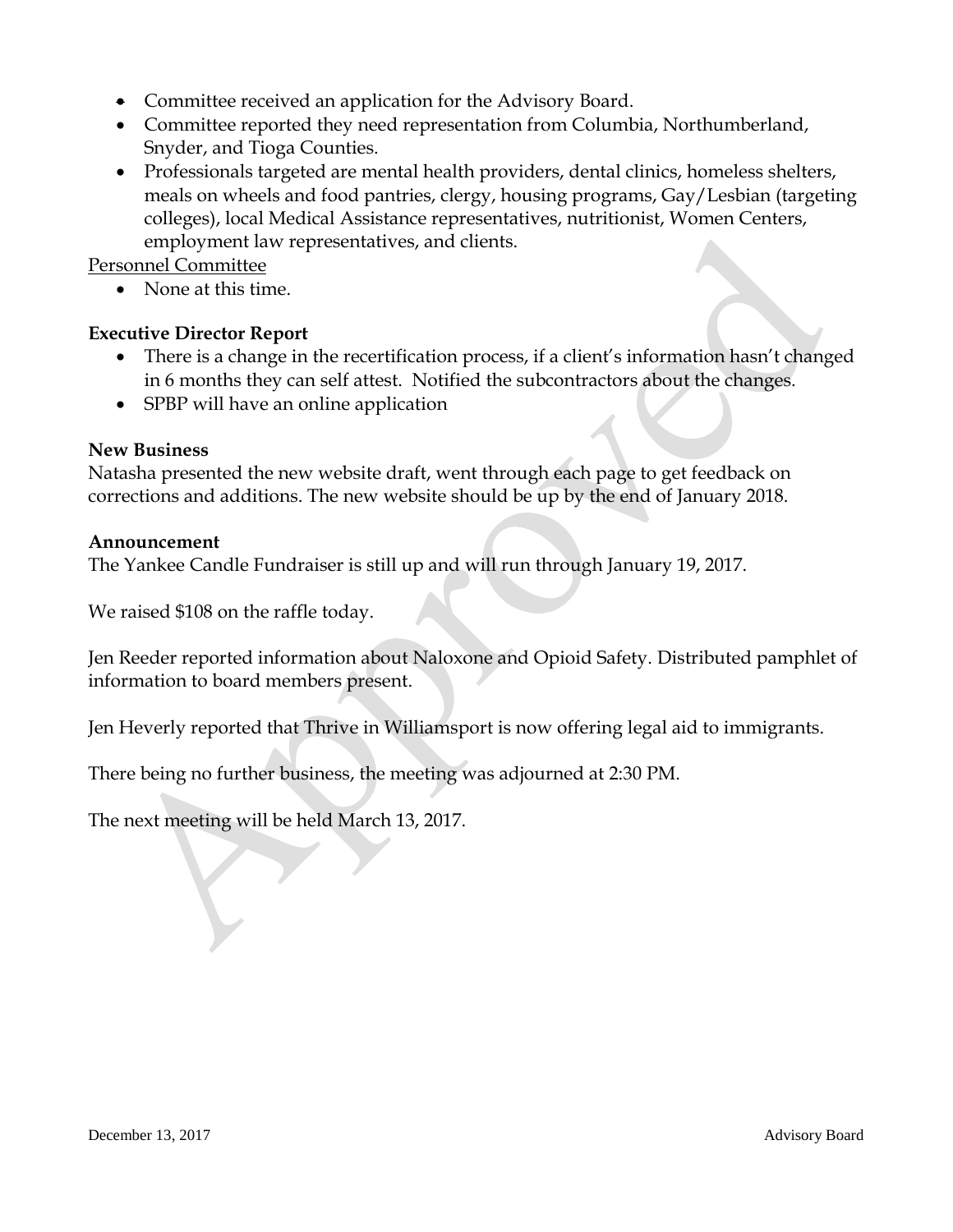- Committee received an application for the Advisory Board.
- Committee reported they need representation from Columbia, Northumberland, Snyder, and Tioga Counties.
- Professionals targeted are mental health providers, dental clinics, homeless shelters, meals on wheels and food pantries, clergy, housing programs, Gay/Lesbian (targeting colleges), local Medical Assistance representatives, nutritionist, Women Centers, employment law representatives, and clients.

Personnel Committee

- None at this time.

**Executive Director Report**

- There is a change in the recertification process, if a client's information hasn't changed in 6 months they can self attest. Notified the subcontractors about the changes.
- SPBP will have an online application

**New Business**

Natasha presented the new website draft, went through each page to get feedback on corrections and additions. The new website should be up by the end of January 2018.

**Announcement**

The Yankee Candle Fundraiser is still up and will run through January 19, 2017.

We raised $108 on the raffle today.

Jen Reeder reported information about Naloxone and Opioid Safety. Distributed pamphlet of information to board members present.

Jen Heverly reported that Thrive in Williamsport is now offering legal aid to immigrants.

There being no further business, the meeting was adjourned at 2:30 PM.

The next meeting will be held March 13, 2017.